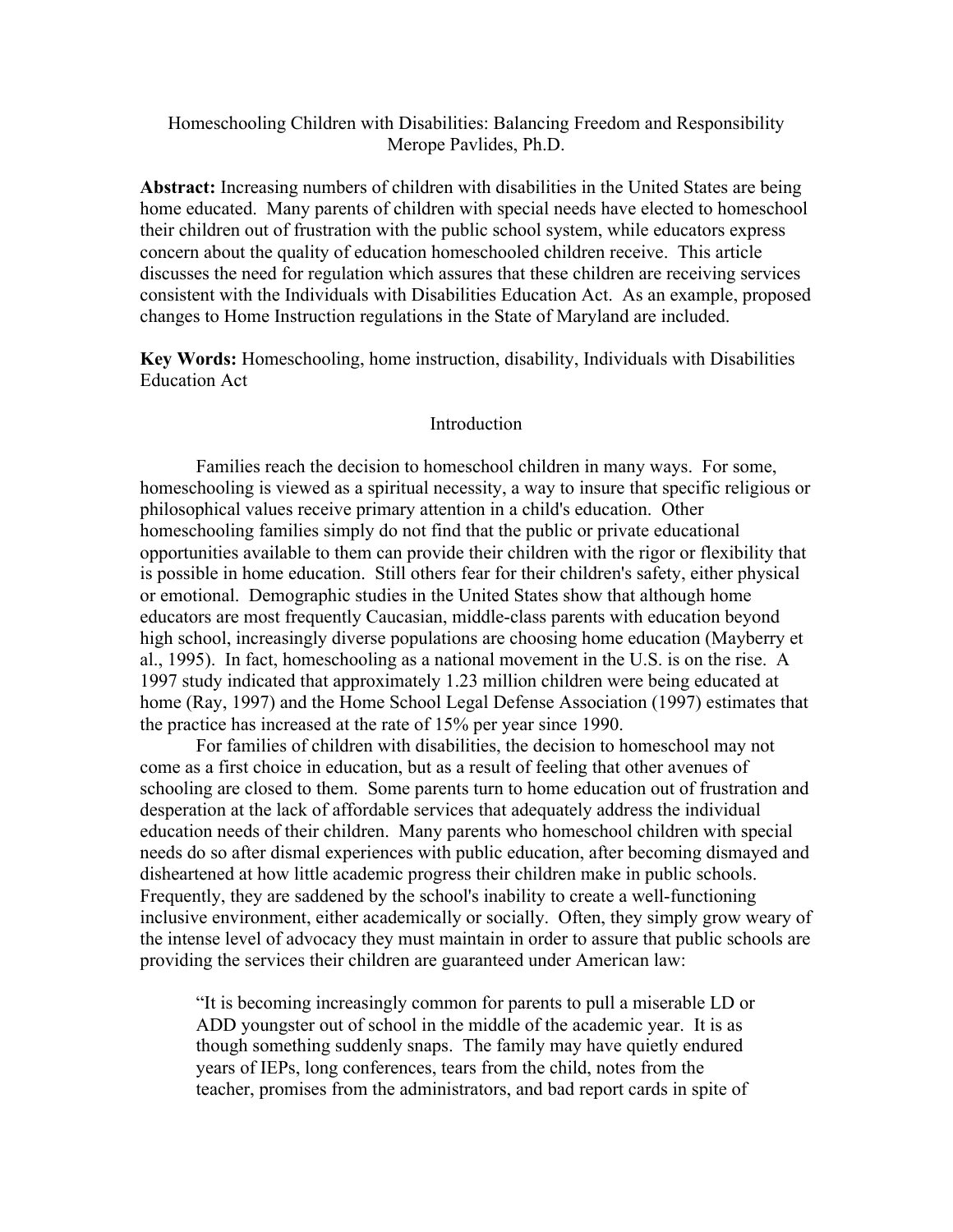# Homeschooling Children with Disabilities: Balancing Freedom and Responsibility

Merope Pavlides, Ph.D.

**Abstract:** Increasing numbers of children with disabilities in the United States are being home educated. Many parents of children with special needs have elected to homeschool their children out of frustration with the public school system, while educators express concern about the quality of education homeschooled children receive. This article discusses the need for regulation which assures that these children are receiving services consistent with the Individuals with Disabilities Education Act. As an example, proposed changes to Home Instruction regulations in the State of Maryland are included.

**Key Words:** Homeschooling, home instruction, disability, Individuals with Disabilities Education Act

## Introduction

Families reach the decision to homeschool children in many ways. For some, homeschooling is viewed as a spiritual necessity, a way to insure that specific religious or philosophical values receive primary attention in a child's education. Other homeschooling families simply do not find that the public or private educational opportunities available to them can provide their children with the rigor or flexibility that is possible in home education. Still others fear for their children's safety, either physical or emotional. Demographic studies in the United States show that although home educators are most frequently Caucasian, middle-class parents with education beyond high school, increasingly diverse populations are choosing home education (Mayberry et al., 1995). In fact, homeschooling as a national movement in the U.S. is on the rise. A 1997 study indicated that approximately 1.23 million children were being educated at home (Ray, 1997) and the Home School Legal Defense Association (1997) estimates that the practice has increased at the rate of 15% per year since 1990.

For families of children with disabilities, the decision to homeschool may not come as a first choice in education, but as a result of feeling that other avenues of schooling are closed to them. Some parents turn to home education out of frustration and desperation at the lack of affordable services that adequately address the individual education needs of their children. Many parents who homeschool children with special needs do so after dismal experiences with public education, after becoming dismayed and disheartened at how little academic progress their children make in public schools. Frequently, they are saddened by the school's inability to create a well-functioning inclusive environment, either academically or socially. Often, they simply grow weary of the intense level of advocacy they must maintain in order to assure that public schools are providing the services their children are guaranteed under American law:

> "It is becoming increasingly common for parents to pull a miserable LD or ADD youngster out of school in the middle of the academic year. It is as though something suddenly snaps. The family may have quietly endured years of IEPs, long conferences, tears from the child, notes from the teacher, promises from the administrators, and bad report cards in spite of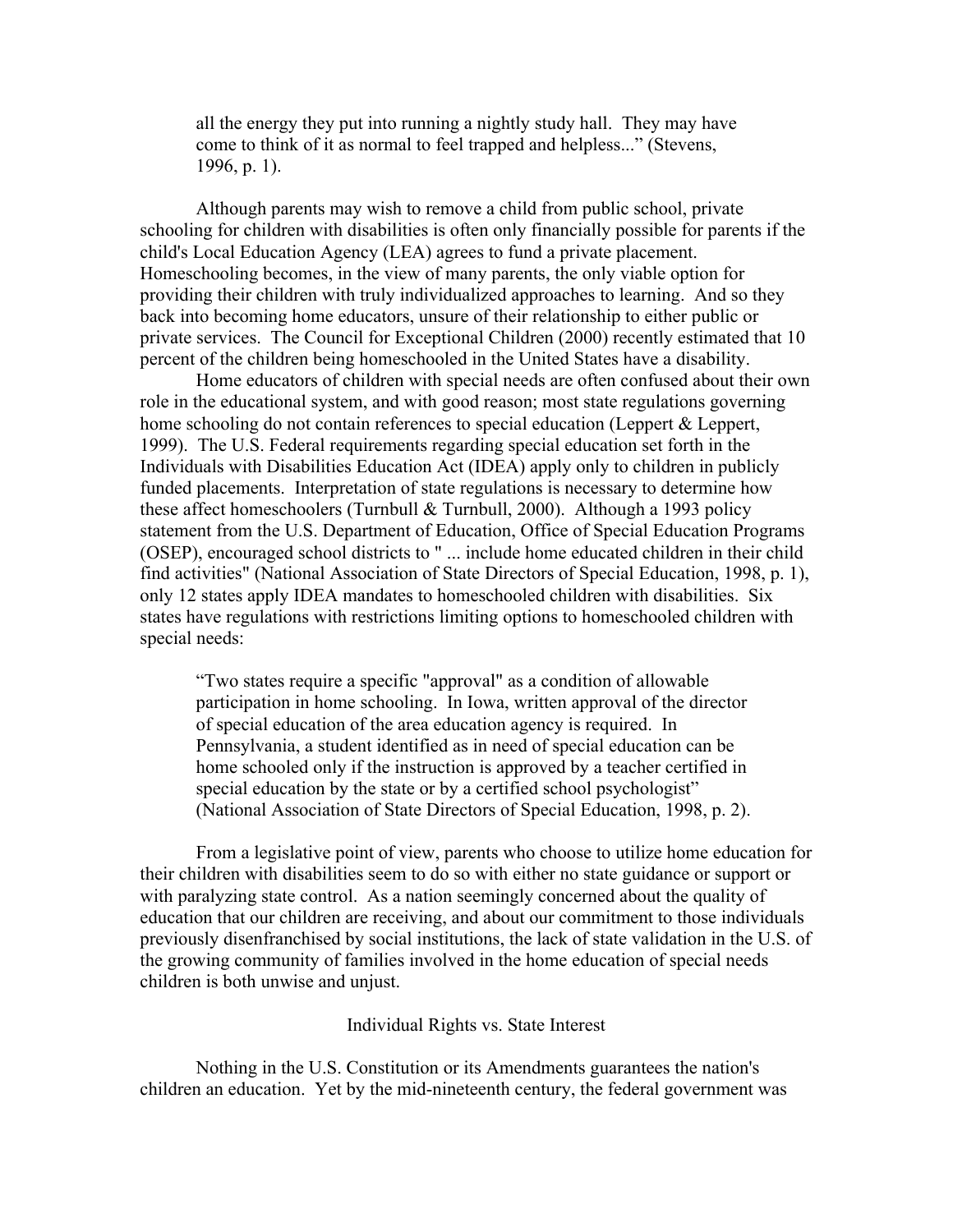> all the energy they put into running a nightly study hall. They may have come to think of it as normal to feel trapped and helpless..." (Stevens, 1996, p. 1).

Although parents may wish to remove a child from public school, private schooling for children with disabilities is often only financially possible for parents if the child's Local Education Agency (LEA) agrees to fund a private placement. Homeschooling becomes, in the view of many parents, the only viable option for providing their children with truly individualized approaches to learning. And so they back into becoming home educators, unsure of their relationship to either public or private services. The Council for Exceptional Children (2000) recently estimated that 10 percent of the children being homeschooled in the United States have a disability.

Home educators of children with special needs are often confused about their own role in the educational system, and with good reason; most state regulations governing home schooling do not contain references to special education (Leppert & Leppert, 1999). The U.S. Federal requirements regarding special education set forth in the Individuals with Disabilities Education Act (IDEA) apply only to children in publicly funded placements. Interpretation of state regulations is necessary to determine how these affect homeschoolers (Turnbull & Turnbull, 2000). Although a 1993 policy statement from the U.S. Department of Education, Office of Special Education Programs (OSEP), encouraged school districts to " ... include home educated children in their child find activities" (National Association of State Directors of Special Education, 1998, p. 1), only 12 states apply IDEA mandates to homeschooled children with disabilities. Six states have regulations with restrictions limiting options to homeschooled children with special needs:

> "Two states require a specific "approval" as a condition of allowable participation in home schooling. In Iowa, written approval of the director of special education of the area education agency is required. In Pennsylvania, a student identified as in need of special education can be home schooled only if the instruction is approved by a teacher certified in special education by the state or by a certified school psychologist" (National Association of State Directors of Special Education, 1998, p. 2).

From a legislative point of view, parents who choose to utilize home education for their children with disabilities seem to do so with either no state guidance or support or with paralyzing state control. As a nation seemingly concerned about the quality of education that our children are receiving, and about our commitment to those individuals previously disenfranchised by social institutions, the lack of state validation in the U.S. of the growing community of families involved in the home education of special needs children is both unwise and unjust.

## Individual Rights vs. State Interest

Nothing in the U.S. Constitution or its Amendments guarantees the nation's children an education. Yet by the mid-nineteenth century, the federal government was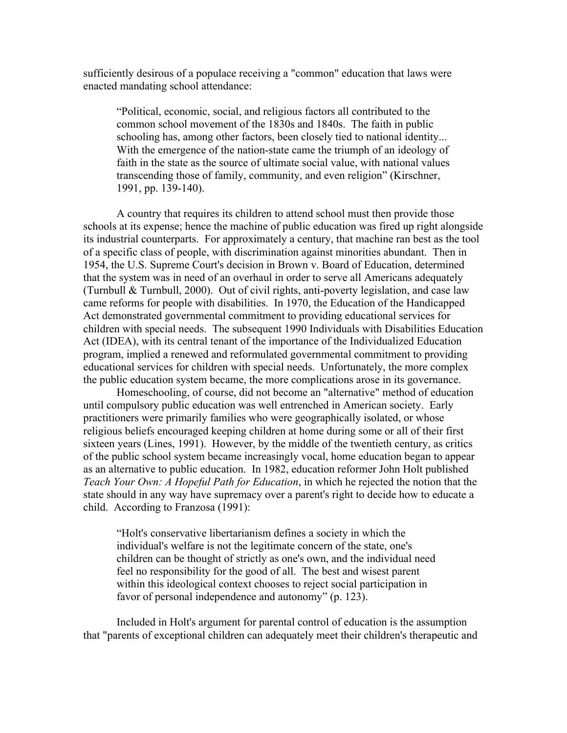sufficiently desirous of a populace receiving a "common" education that laws were enacted mandating school attendance:

> "Political, economic, social, and religious factors all contributed to the common school movement of the 1830s and 1840s. The faith in public schooling has, among other factors, been closely tied to national identity... With the emergence of the nation-state came the triumph of an ideology of faith in the state as the source of ultimate social value, with national values transcending those of family, community, and even religion" (Kirschner, 1991, pp. 139-140).

A country that requires its children to attend school must then provide those schools at its expense; hence the machine of public education was fired up right alongside its industrial counterparts. For approximately a century, that machine ran best as the tool of a specific class of people, with discrimination against minorities abundant. Then in 1954, the U.S. Supreme Court's decision in Brown v. Board of Education, determined that the system was in need of an overhaul in order to serve all Americans adequately (Turnbull & Turnbull, 2000). Out of civil rights, anti-poverty legislation, and case law came reforms for people with disabilities. In 1970, the Education of the Handicapped Act demonstrated governmental commitment to providing educational services for children with special needs. The subsequent 1990 Individuals with Disabilities Education Act (IDEA), with its central tenant of the importance of the Individualized Education program, implied a renewed and reformulated governmental commitment to providing educational services for children with special needs. Unfortunately, the more complex the public education system became, the more complications arose in its governance.

Homeschooling, of course, did not become an "alternative" method of education until compulsory public education was well entrenched in American society. Early practitioners were primarily families who were geographically isolated, or whose religious beliefs encouraged keeping children at home during some or all of their first sixteen years (Lines, 1991). However, by the middle of the twentieth century, as critics of the public school system became increasingly vocal, home education began to appear as an alternative to public education. In 1982, education reformer John Holt published *Teach Your Own: A Hopeful Path for Education*, in which he rejected the notion that the state should in any way have supremacy over a parent's right to decide how to educate a child. According to Franzosa (1991):

> "Holt's conservative libertarianism defines a society in which the individual's welfare is not the legitimate concern of the state, one's children can be thought of strictly as one's own, and the individual need feel no responsibility for the good of all. The best and wisest parent within this ideological context chooses to reject social participation in favor of personal independence and autonomy" (p. 123).

Included in Holt's argument for parental control of education is the assumption that "parents of exceptional children can adequately meet their children's therapeutic and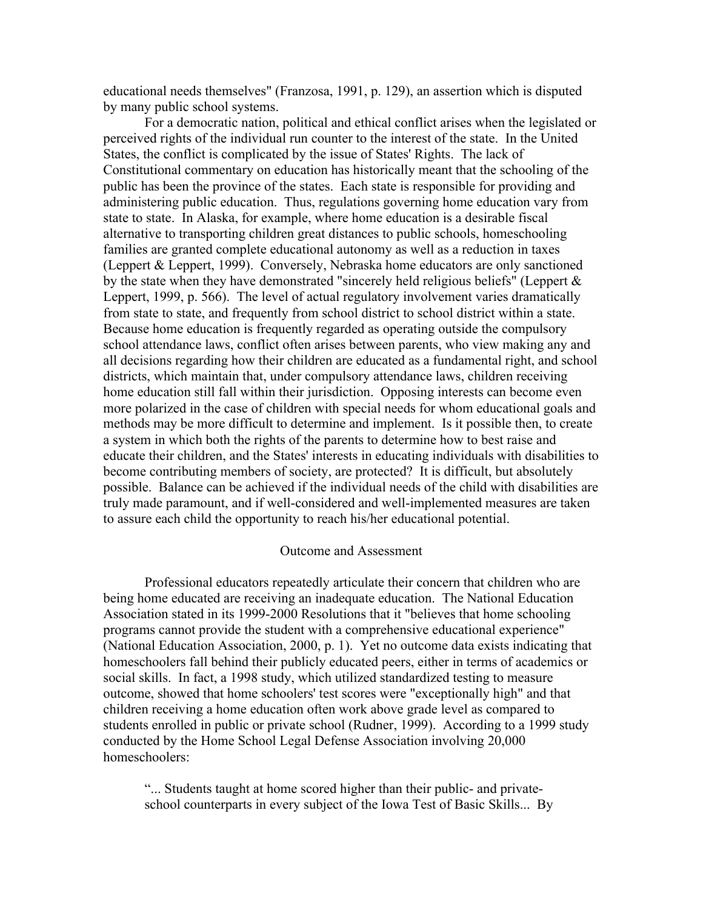educational needs themselves" (Franzosa, 1991, p. 129), an assertion which is disputed by many public school systems.

For a democratic nation, political and ethical conflict arises when the legislated or perceived rights of the individual run counter to the interest of the state. In the United States, the conflict is complicated by the issue of States' Rights. The lack of Constitutional commentary on education has historically meant that the schooling of the public has been the province of the states. Each state is responsible for providing and administering public education. Thus, regulations governing home education vary from state to state. In Alaska, for example, where home education is a desirable fiscal alternative to transporting children great distances to public schools, homeschooling families are granted complete educational autonomy as well as a reduction in taxes (Leppert & Leppert, 1999). Conversely, Nebraska home educators are only sanctioned by the state when they have demonstrated "sincerely held religious beliefs" (Leppert & Leppert, 1999, p. 566). The level of actual regulatory involvement varies dramatically from state to state, and frequently from school district to school district within a state. Because home education is frequently regarded as operating outside the compulsory school attendance laws, conflict often arises between parents, who view making any and all decisions regarding how their children are educated as a fundamental right, and school districts, which maintain that, under compulsory attendance laws, children receiving home education still fall within their jurisdiction. Opposing interests can become even more polarized in the case of children with special needs for whom educational goals and methods may be more difficult to determine and implement. Is it possible then, to create a system in which both the rights of the parents to determine how to best raise and educate their children, and the States' interests in educating individuals with disabilities to become contributing members of society, are protected? It is difficult, but absolutely possible. Balance can be achieved if the individual needs of the child with disabilities are truly made paramount, and if well-considered and well-implemented measures are taken to assure each child the opportunity to reach his/her educational potential.

## Outcome and Assessment

Professional educators repeatedly articulate their concern that children who are being home educated are receiving an inadequate education. The National Education Association stated in its 1999-2000 Resolutions that it "believes that home schooling programs cannot provide the student with a comprehensive educational experience" (National Education Association, 2000, p. 1). Yet no outcome data exists indicating that homeschoolers fall behind their publicly educated peers, either in terms of academics or social skills. In fact, a 1998 study, which utilized standardized testing to measure outcome, showed that home schoolers' test scores were "exceptionally high" and that children receiving a home education often work above grade level as compared to students enrolled in public or private school (Rudner, 1999). According to a 1999 study conducted by the Home School Legal Defense Association involving 20,000 homeschoolers:

> "... Students taught at home scored higher than their public- and private-school counterparts in every subject of the Iowa Test of Basic Skills... By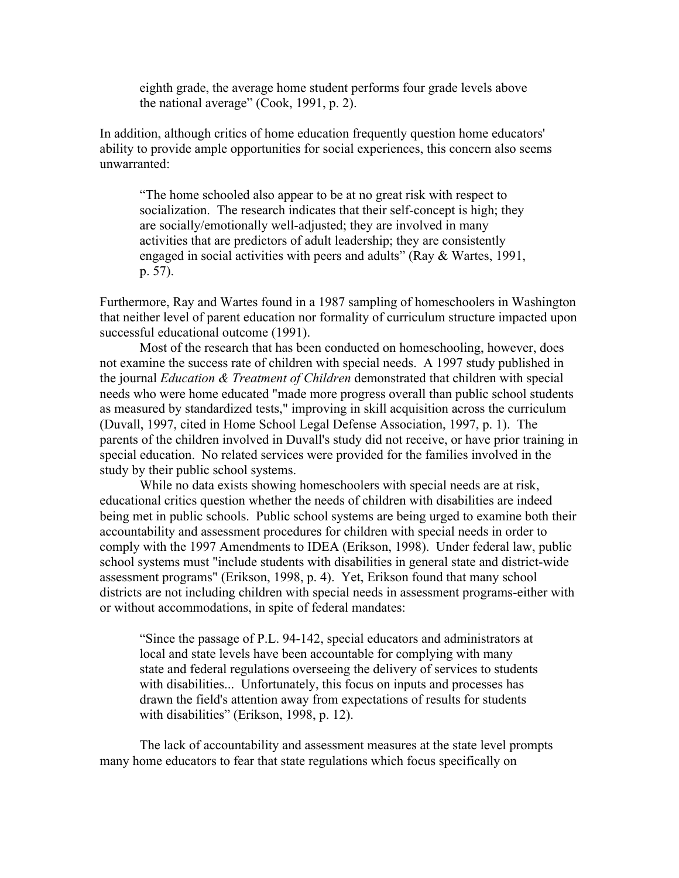> eighth grade, the average home student performs four grade levels above the national average" (Cook, 1991, p. 2).

In addition, although critics of home education frequently question home educators' ability to provide ample opportunities for social experiences, this concern also seems unwarranted:

> "The home schooled also appear to be at no great risk with respect to socialization. The research indicates that their self-concept is high; they are socially/emotionally well-adjusted; they are involved in many activities that are predictors of adult leadership; they are consistently engaged in social activities with peers and adults" (Ray & Wartes, 1991, p. 57).

Furthermore, Ray and Wartes found in a 1987 sampling of homeschoolers in Washington that neither level of parent education nor formality of curriculum structure impacted upon successful educational outcome (1991).

Most of the research that has been conducted on homeschooling, however, does not examine the success rate of children with special needs. A 1997 study published in the journal *Education & Treatment of Children* demonstrated that children with special needs who were home educated "made more progress overall than public school students as measured by standardized tests," improving in skill acquisition across the curriculum (Duvall, 1997, cited in Home School Legal Defense Association, 1997, p. 1). The parents of the children involved in Duvall's study did not receive, or have prior training in special education. No related services were provided for the families involved in the study by their public school systems.

While no data exists showing homeschoolers with special needs are at risk, educational critics question whether the needs of children with disabilities are indeed being met in public schools. Public school systems are being urged to examine both their accountability and assessment procedures for children with special needs in order to comply with the 1997 Amendments to IDEA (Erikson, 1998). Under federal law, public school systems must "include students with disabilities in general state and district-wide assessment programs" (Erikson, 1998, p. 4). Yet, Erikson found that many school districts are not including children with special needs in assessment programs-either with or without accommodations, in spite of federal mandates:

> "Since the passage of P.L. 94-142, special educators and administrators at local and state levels have been accountable for complying with many state and federal regulations overseeing the delivery of services to students with disabilities... Unfortunately, this focus on inputs and processes has drawn the field's attention away from expectations of results for students with disabilities" (Erikson, 1998, p. 12).

The lack of accountability and assessment measures at the state level prompts many home educators to fear that state regulations which focus specifically on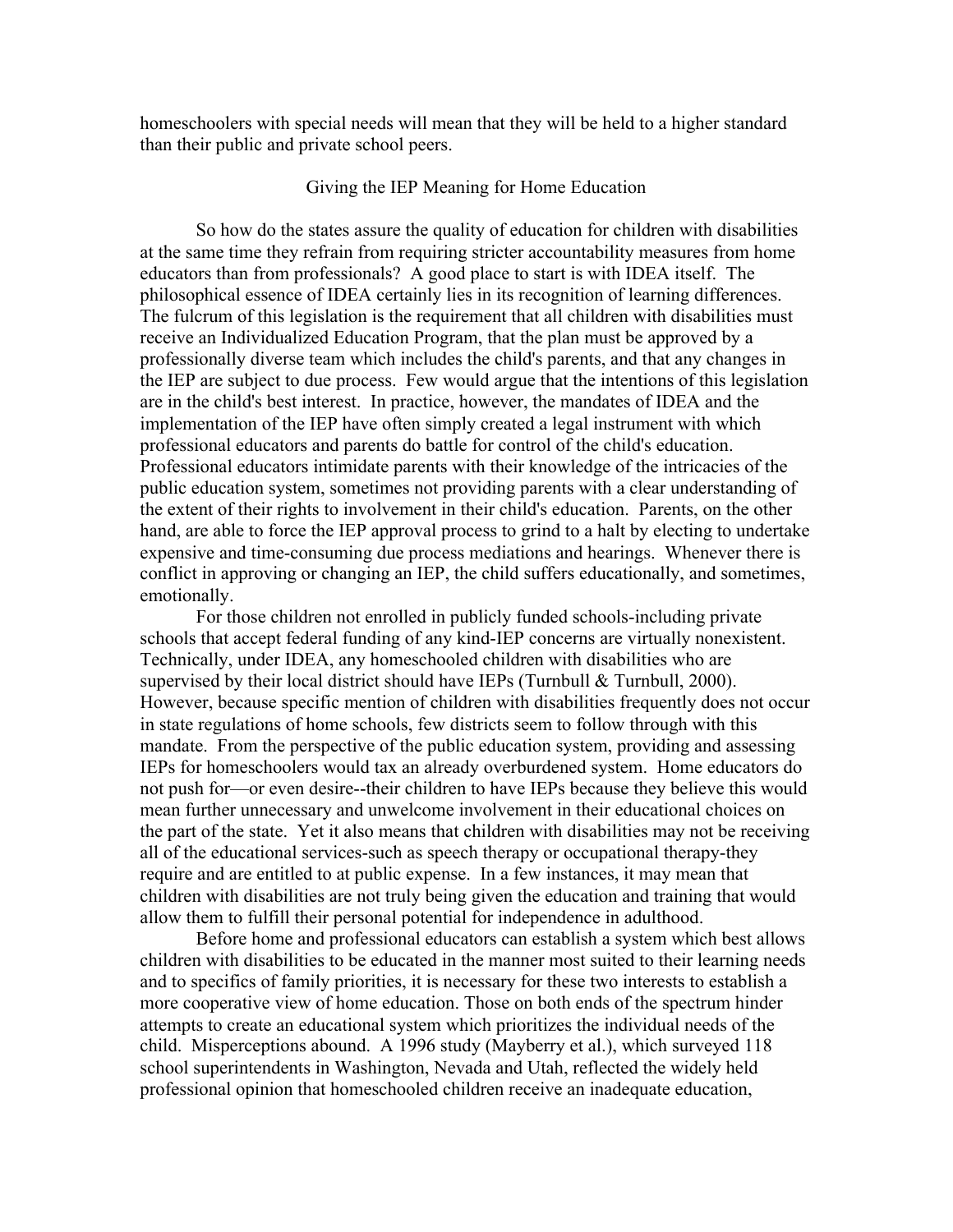homeschoolers with special needs will mean that they will be held to a higher standard than their public and private school peers.

## Giving the IEP Meaning for Home Education

So how do the states assure the quality of education for children with disabilities at the same time they refrain from requiring stricter accountability measures from home educators than from professionals? A good place to start is with IDEA itself. The philosophical essence of IDEA certainly lies in its recognition of learning differences. The fulcrum of this legislation is the requirement that all children with disabilities must receive an Individualized Education Program, that the plan must be approved by a professionally diverse team which includes the child's parents, and that any changes in the IEP are subject to due process. Few would argue that the intentions of this legislation are in the child's best interest. In practice, however, the mandates of IDEA and the implementation of the IEP have often simply created a legal instrument with which professional educators and parents do battle for control of the child's education. Professional educators intimidate parents with their knowledge of the intricacies of the public education system, sometimes not providing parents with a clear understanding of the extent of their rights to involvement in their child's education. Parents, on the other hand, are able to force the IEP approval process to grind to a halt by electing to undertake expensive and time-consuming due process mediations and hearings. Whenever there is conflict in approving or changing an IEP, the child suffers educationally, and sometimes, emotionally.

For those children not enrolled in publicly funded schools-including private schools that accept federal funding of any kind-IEP concerns are virtually nonexistent. Technically, under IDEA, any homeschooled children with disabilities who are supervised by their local district should have IEPs (Turnbull & Turnbull, 2000). However, because specific mention of children with disabilities frequently does not occur in state regulations of home schools, few districts seem to follow through with this mandate. From the perspective of the public education system, providing and assessing IEPs for homeschoolers would tax an already overburdened system. Home educators do not push for—or even desire--their children to have IEPs because they believe this would mean further unnecessary and unwelcome involvement in their educational choices on the part of the state. Yet it also means that children with disabilities may not be receiving all of the educational services-such as speech therapy or occupational therapy-they require and are entitled to at public expense. In a few instances, it may mean that children with disabilities are not truly being given the education and training that would allow them to fulfill their personal potential for independence in adulthood.

Before home and professional educators can establish a system which best allows children with disabilities to be educated in the manner most suited to their learning needs and to specifics of family priorities, it is necessary for these two interests to establish a more cooperative view of home education. Those on both ends of the spectrum hinder attempts to create an educational system which prioritizes the individual needs of the child. Misperceptions abound. A 1996 study (Mayberry et al.), which surveyed 118 school superintendents in Washington, Nevada and Utah, reflected the widely held professional opinion that homeschooled children receive an inadequate education,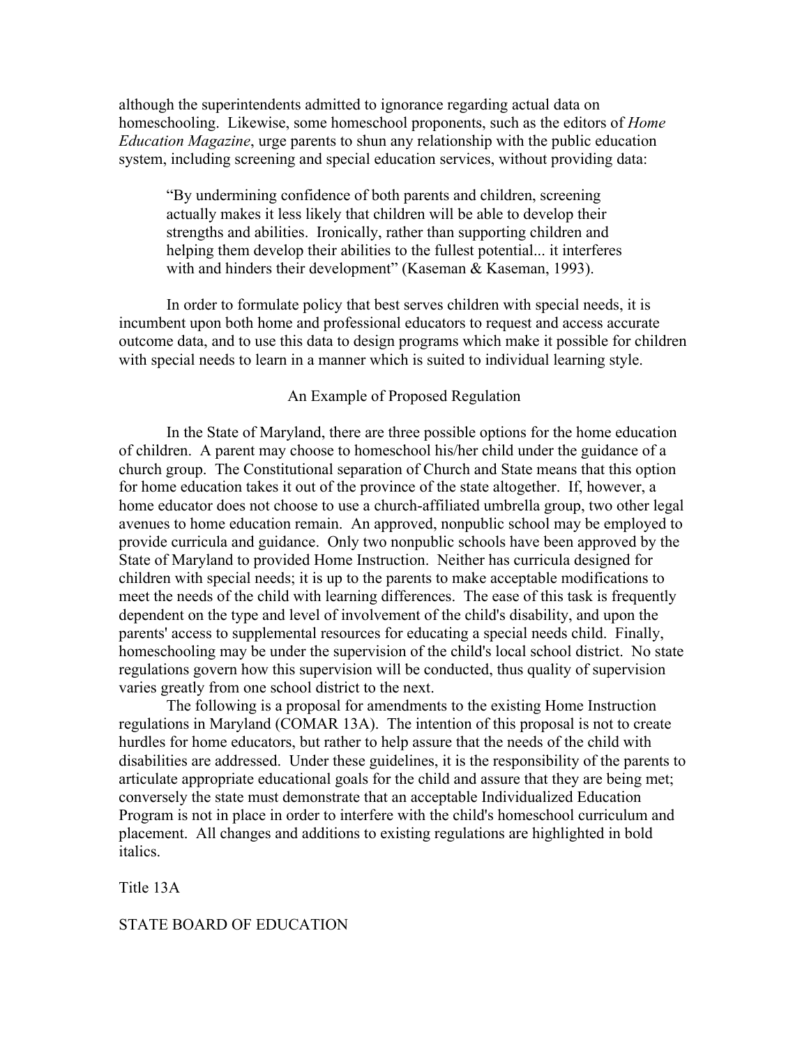although the superintendents admitted to ignorance regarding actual data on homeschooling. Likewise, some homeschool proponents, such as the editors of *Home Education Magazine*, urge parents to shun any relationship with the public education system, including screening and special education services, without providing data:

> "By undermining confidence of both parents and children, screening actually makes it less likely that children will be able to develop their strengths and abilities. Ironically, rather than supporting children and helping them develop their abilities to the fullest potential... it interferes with and hinders their development" (Kaseman & Kaseman, 1993).

In order to formulate policy that best serves children with special needs, it is incumbent upon both home and professional educators to request and access accurate outcome data, and to use this data to design programs which make it possible for children with special needs to learn in a manner which is suited to individual learning style.

## An Example of Proposed Regulation

In the State of Maryland, there are three possible options for the home education of children. A parent may choose to homeschool his/her child under the guidance of a church group. The Constitutional separation of Church and State means that this option for home education takes it out of the province of the state altogether. If, however, a home educator does not choose to use a church-affiliated umbrella group, two other legal avenues to home education remain. An approved, nonpublic school may be employed to provide curricula and guidance. Only two nonpublic schools have been approved by the State of Maryland to provided Home Instruction. Neither has curricula designed for children with special needs; it is up to the parents to make acceptable modifications to meet the needs of the child with learning differences. The ease of this task is frequently dependent on the type and level of involvement of the child's disability, and upon the parents' access to supplemental resources for educating a special needs child. Finally, homeschooling may be under the supervision of the child's local school district. No state regulations govern how this supervision will be conducted, thus quality of supervision varies greatly from one school district to the next.

The following is a proposal for amendments to the existing Home Instruction regulations in Maryland (COMAR 13A). The intention of this proposal is not to create hurdles for home educators, but rather to help assure that the needs of the child with disabilities are addressed. Under these guidelines, it is the responsibility of the parents to articulate appropriate educational goals for the child and assure that they are being met; conversely the state must demonstrate that an acceptable Individualized Education Program is not in place in order to interfere with the child's homeschool curriculum and placement. All changes and additions to existing regulations are highlighted in bold italics.

Title 13A

STATE BOARD OF EDUCATION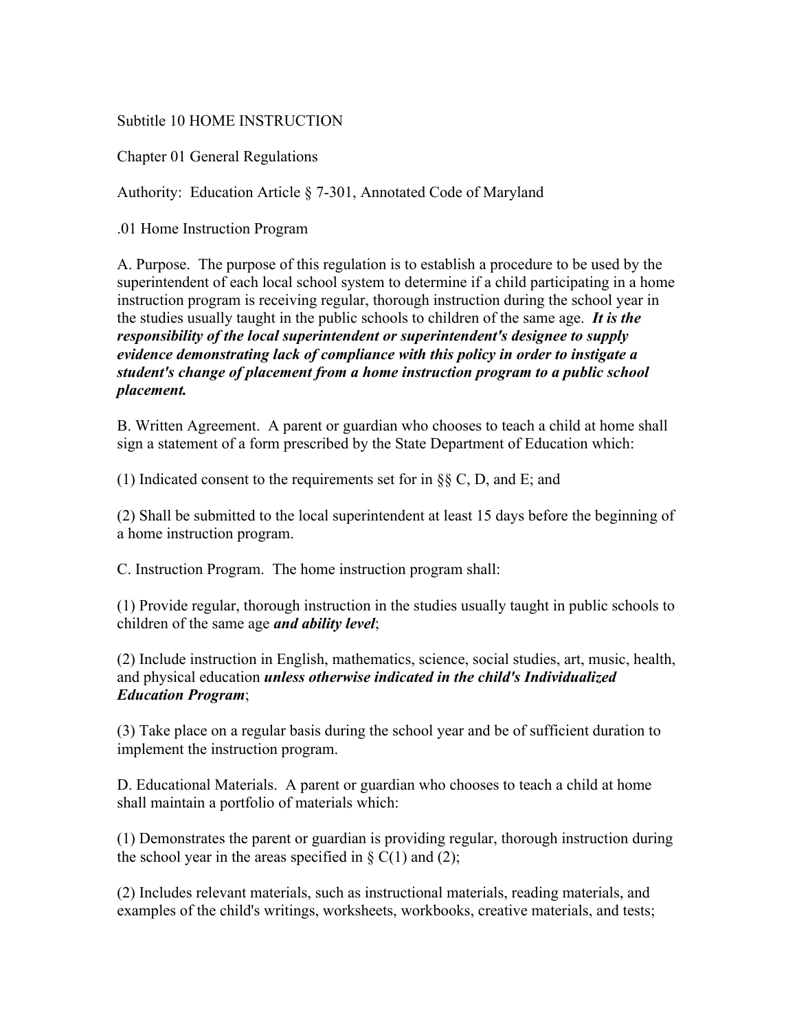Subtitle 10 HOME INSTRUCTION

Chapter 01 General Regulations

Authority: Education Article § 7-301, Annotated Code of Maryland

.01 Home Instruction Program

A. Purpose. The purpose of this regulation is to establish a procedure to be used by the superintendent of each local school system to determine if a child participating in a home instruction program is receiving regular, thorough instruction during the school year in the studies usually taught in the public schools to children of the same age. ***It is the responsibility of the local superintendent or superintendent's designee to supply evidence demonstrating lack of compliance with this policy in order to instigate a student's change of placement from a home instruction program to a public school placement.***

B. Written Agreement. A parent or guardian who chooses to teach a child at home shall sign a statement of a form prescribed by the State Department of Education which:

(1) Indicated consent to the requirements set for in §§ C, D, and E; and

(2) Shall be submitted to the local superintendent at least 15 days before the beginning of a home instruction program.

C. Instruction Program. The home instruction program shall:

(1) Provide regular, thorough instruction in the studies usually taught in public schools to children of the same age ***and ability level***;

(2) Include instruction in English, mathematics, science, social studies, art, music, health, and physical education ***unless otherwise indicated in the child's Individualized Education Program***;

(3) Take place on a regular basis during the school year and be of sufficient duration to implement the instruction program.

D. Educational Materials. A parent or guardian who chooses to teach a child at home shall maintain a portfolio of materials which:

(1) Demonstrates the parent or guardian is providing regular, thorough instruction during the school year in the areas specified in § C(1) and (2);

(2) Includes relevant materials, such as instructional materials, reading materials, and examples of the child's writings, worksheets, workbooks, creative materials, and tests;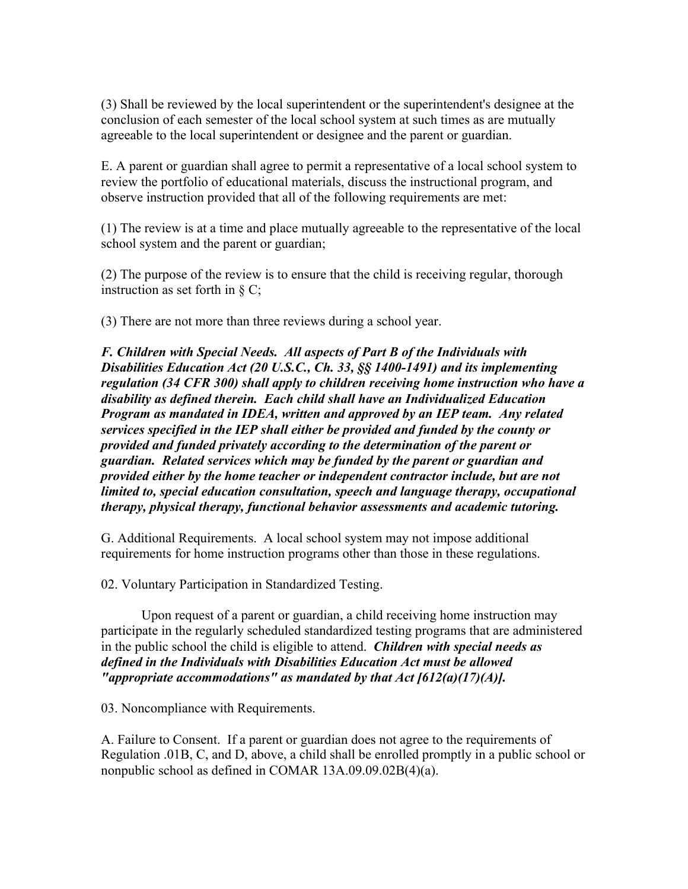(3) Shall be reviewed by the local superintendent or the superintendent's designee at the conclusion of each semester of the local school system at such times as are mutually agreeable to the local superintendent or designee and the parent or guardian.

E. A parent or guardian shall agree to permit a representative of a local school system to review the portfolio of educational materials, discuss the instructional program, and observe instruction provided that all of the following requirements are met:

(1) The review is at a time and place mutually agreeable to the representative of the local school system and the parent or guardian;

(2) The purpose of the review is to ensure that the child is receiving regular, thorough instruction as set forth in § C;

(3) There are not more than three reviews during a school year.

***F. Children with Special Needs. All aspects of Part B of the Individuals with Disabilities Education Act (20 U.S.C., Ch. 33, §§ 1400-1491) and its implementing regulation (34 CFR 300) shall apply to children receiving home instruction who have a disability as defined therein. Each child shall have an Individualized Education Program as mandated in IDEA, written and approved by an IEP team. Any related services specified in the IEP shall either be provided and funded by the county or provided and funded privately according to the determination of the parent or guardian. Related services which may be funded by the parent or guardian and provided either by the home teacher or independent contractor include, but are not limited to, special education consultation, speech and language therapy, occupational therapy, physical therapy, functional behavior assessments and academic tutoring.***

G. Additional Requirements. A local school system may not impose additional requirements for home instruction programs other than those in these regulations.

02. Voluntary Participation in Standardized Testing.

Upon request of a parent or guardian, a child receiving home instruction may participate in the regularly scheduled standardized testing programs that are administered in the public school the child is eligible to attend. ***Children with special needs as defined in the Individuals with Disabilities Education Act must be allowed "appropriate accommodations" as mandated by that Act [612(a)(17)(A)].***

03. Noncompliance with Requirements.

A. Failure to Consent. If a parent or guardian does not agree to the requirements of Regulation .01B, C, and D, above, a child shall be enrolled promptly in a public school or nonpublic school as defined in COMAR 13A.09.09.02B(4)(a).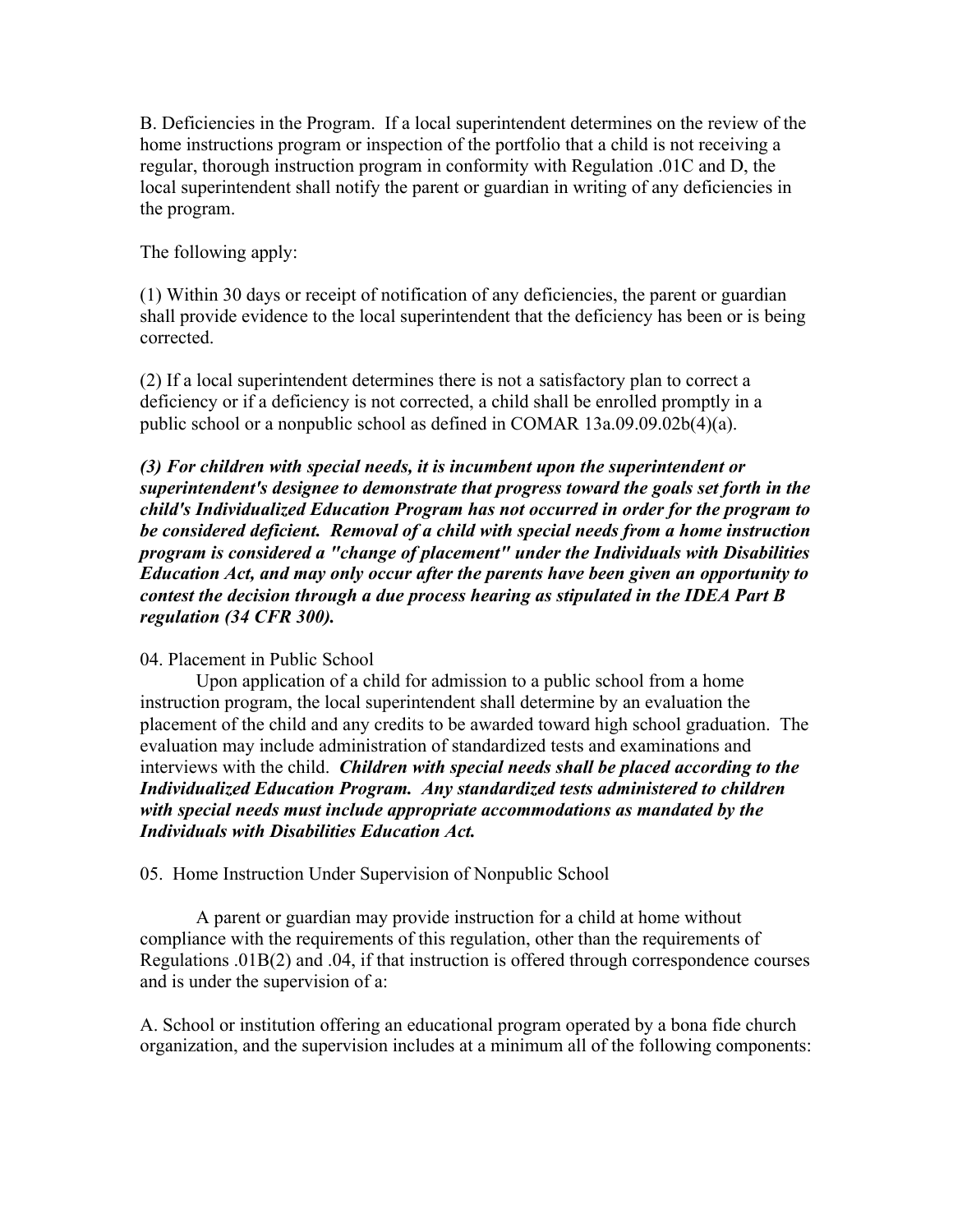B. Deficiencies in the Program. If a local superintendent determines on the review of the home instructions program or inspection of the portfolio that a child is not receiving a regular, thorough instruction program in conformity with Regulation .01C and D, the local superintendent shall notify the parent or guardian in writing of any deficiencies in the program.

The following apply:

(1) Within 30 days or receipt of notification of any deficiencies, the parent or guardian shall provide evidence to the local superintendent that the deficiency has been or is being corrected.

(2) If a local superintendent determines there is not a satisfactory plan to correct a deficiency or if a deficiency is not corrected, a child shall be enrolled promptly in a public school or a nonpublic school as defined in COMAR 13a.09.09.02b(4)(a).

***(3) For children with special needs, it is incumbent upon the superintendent or superintendent's designee to demonstrate that progress toward the goals set forth in the child's Individualized Education Program has not occurred in order for the program to be considered deficient. Removal of a child with special needs from a home instruction program is considered a "change of placement" under the Individuals with Disabilities Education Act, and may only occur after the parents have been given an opportunity to contest the decision through a due process hearing as stipulated in the IDEA Part B regulation (34 CFR 300).***

04. Placement in Public School

Upon application of a child for admission to a public school from a home instruction program, the local superintendent shall determine by an evaluation the placement of the child and any credits to be awarded toward high school graduation. The evaluation may include administration of standardized tests and examinations and interviews with the child. ***Children with special needs shall be placed according to the Individualized Education Program. Any standardized tests administered to children with special needs must include appropriate accommodations as mandated by the Individuals with Disabilities Education Act.***

05. Home Instruction Under Supervision of Nonpublic School

A parent or guardian may provide instruction for a child at home without compliance with the requirements of this regulation, other than the requirements of Regulations .01B(2) and .04, if that instruction is offered through correspondence courses and is under the supervision of a:

A. School or institution offering an educational program operated by a bona fide church organization, and the supervision includes at a minimum all of the following components: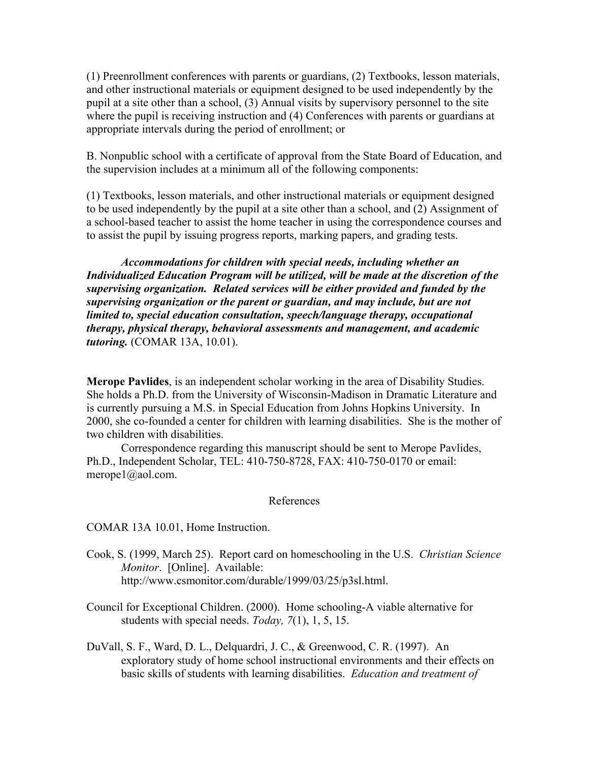(1) Preenrollment conferences with parents or guardians, (2) Textbooks, lesson materials, and other instructional materials or equipment designed to be used independently by the pupil at a site other than a school, (3) Annual visits by supervisory personnel to the site where the pupil is receiving instruction and (4) Conferences with parents or guardians at appropriate intervals during the period of enrollment; or

B. Nonpublic school with a certificate of approval from the State Board of Education, and the supervision includes at a minimum all of the following components:

(1) Textbooks, lesson materials, and other instructional materials or equipment designed to be used independently by the pupil at a site other than a school, and (2) Assignment of a school-based teacher to assist the home teacher in using the correspondence courses and to assist the pupil by issuing progress reports, marking papers, and grading tests.

***Accommodations for children with special needs, including whether an Individualized Education Program will be utilized, will be made at the discretion of the supervising organization. Related services will be either provided and funded by the supervising organization or the parent or guardian, and may include, but are not limited to, special education consultation, speech/language therapy, occupational therapy, physical therapy, behavioral assessments and management, and academic tutoring.*** (COMAR 13A, 10.01).

**Merope Pavlides**, is an independent scholar working in the area of Disability Studies. She holds a Ph.D. from the University of Wisconsin-Madison in Dramatic Literature and is currently pursuing a M.S. in Special Education from Johns Hopkins University. In 2000, she co-founded a center for children with learning disabilities. She is the mother of two children with disabilities.

Correspondence regarding this manuscript should be sent to Merope Pavlides, Ph.D., Independent Scholar, TEL: 410-750-8728, FAX: 410-750-0170 or email: merope1@aol.com.

## References

COMAR 13A 10.01, Home Instruction.

Cook, S. (1999, March 25). Report card on homeschooling in the U.S. *Christian Science Monitor*. [Online]. Available: http://www.csmonitor.com/durable/1999/03/25/p3sl.html.

Council for Exceptional Children. (2000). Home schooling-A viable alternative for students with special needs. *Today, 7*(1), 1, 5, 15.

DuVall, S. F., Ward, D. L., Delquardri, J. C., & Greenwood, C. R. (1997). An exploratory study of home school instructional environments and their effects on basic skills of students with learning disabilities. *Education and treatment of*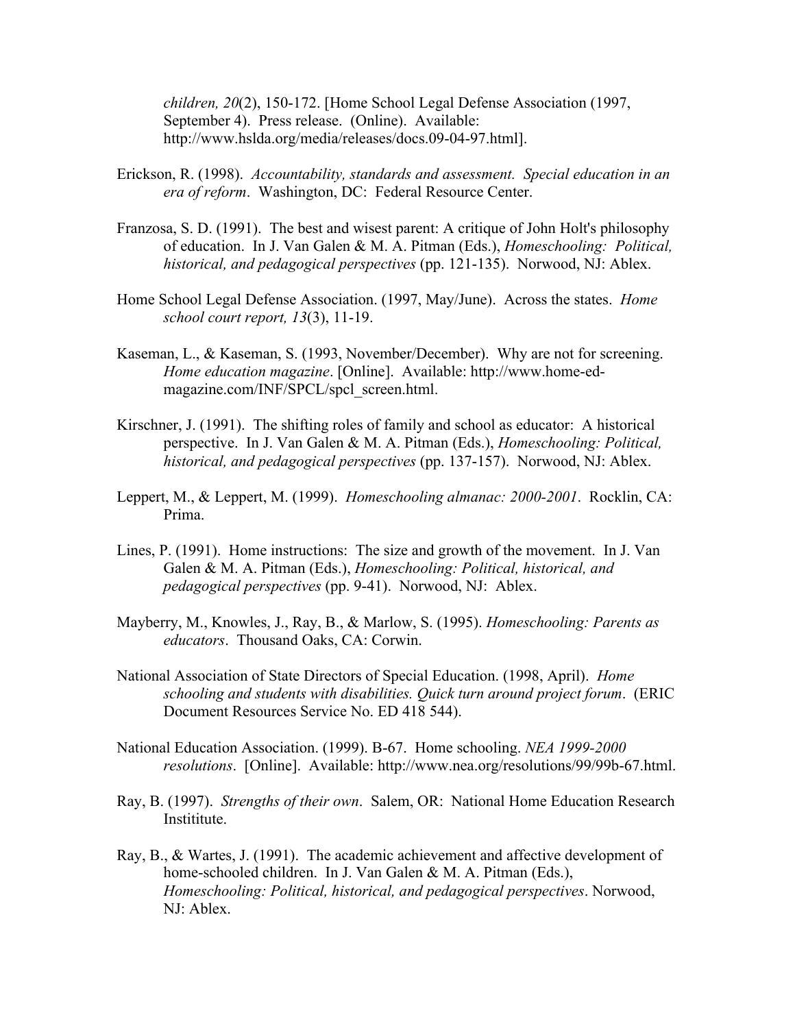*children, 20*(2), 150-172. [Home School Legal Defense Association (1997, September 4). Press release. (Online). Available: http://www.hslda.org/media/releases/docs.09-04-97.html].

Erickson, R. (1998). *Accountability, standards and assessment. Special education in an era of reform*. Washington, DC: Federal Resource Center.

Franzosa, S. D. (1991). The best and wisest parent: A critique of John Holt's philosophy of education. In J. Van Galen & M. A. Pitman (Eds.), *Homeschooling: Political, historical, and pedagogical perspectives* (pp. 121-135). Norwood, NJ: Ablex.

Home School Legal Defense Association. (1997, May/June). Across the states. *Home school court report, 13*(3), 11-19.

Kaseman, L., & Kaseman, S. (1993, November/December). Why are not for screening. *Home education magazine*. [Online]. Available: http://www.home-ed-magazine.com/INF/SPCL/spcl_screen.html.

Kirschner, J. (1991). The shifting roles of family and school as educator: A historical perspective. In J. Van Galen & M. A. Pitman (Eds.), *Homeschooling: Political, historical, and pedagogical perspectives* (pp. 137-157). Norwood, NJ: Ablex.

Leppert, M., & Leppert, M. (1999). *Homeschooling almanac: 2000-2001*. Rocklin, CA: Prima.

Lines, P. (1991). Home instructions: The size and growth of the movement. In J. Van Galen & M. A. Pitman (Eds.), *Homeschooling: Political, historical, and pedagogical perspectives* (pp. 9-41). Norwood, NJ: Ablex.

Mayberry, M., Knowles, J., Ray, B., & Marlow, S. (1995). *Homeschooling: Parents as educators*. Thousand Oaks, CA: Corwin.

National Association of State Directors of Special Education. (1998, April). *Home schooling and students with disabilities. Quick turn around project forum*. (ERIC Document Resources Service No. ED 418 544).

National Education Association. (1999). B-67. Home schooling. *NEA 1999-2000 resolutions*. [Online]. Available: http://www.nea.org/resolutions/99/99b-67.html.

Ray, B. (1997). *Strengths of their own*. Salem, OR: National Home Education Research Instititute.

Ray, B., & Wartes, J. (1991). The academic achievement and affective development of home-schooled children. In J. Van Galen & M. A. Pitman (Eds.), *Homeschooling: Political, historical, and pedagogical perspectives*. Norwood, NJ: Ablex.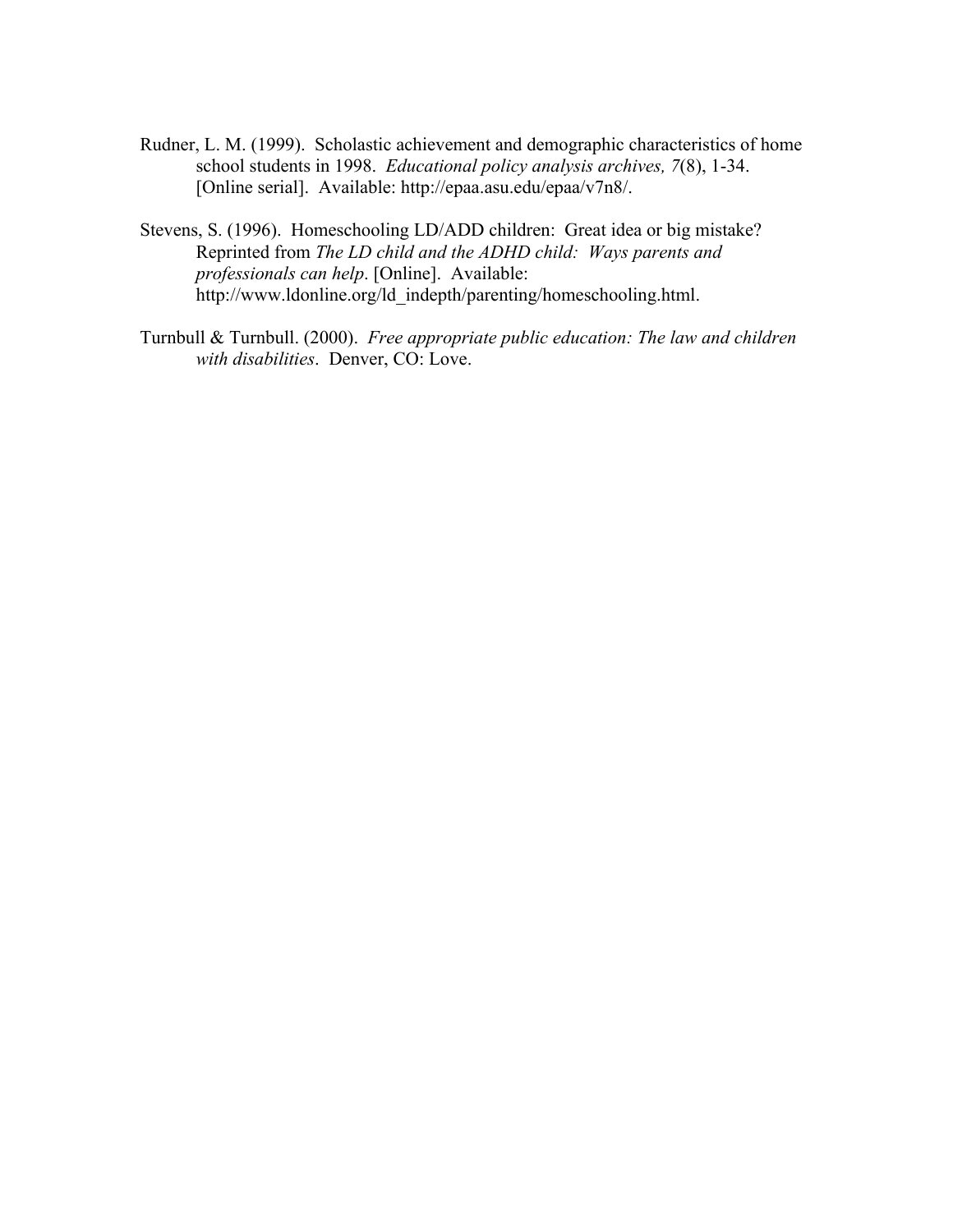Rudner, L. M. (1999). Scholastic achievement and demographic characteristics of home school students in 1998. *Educational policy analysis archives, 7*(8), 1-34. [Online serial]. Available: http://epaa.asu.edu/epaa/v7n8/.

Stevens, S. (1996). Homeschooling LD/ADD children: Great idea or big mistake? Reprinted from *The LD child and the ADHD child: Ways parents and professionals can help*. [Online]. Available: http://www.ldonline.org/ld_indepth/parenting/homeschooling.html.

Turnbull & Turnbull. (2000). *Free appropriate public education: The law and children with disabilities*. Denver, CO: Love.